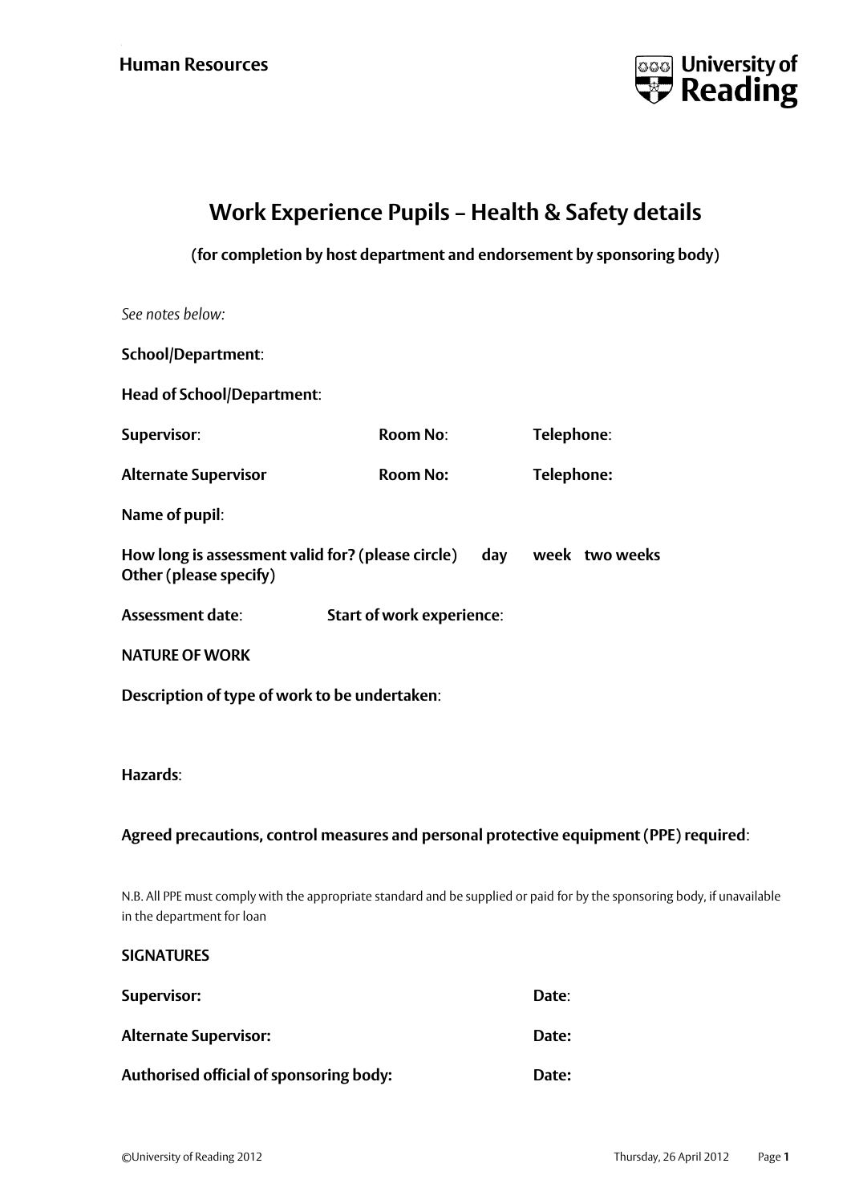Human Resources

# Work Experience Pupils – Health & Safety details

**(for completion by host department and endorsement by sponsoring body)**

*See notes below:*

**School/Department**:

**Head of School/Department**:

**Supervisor**: **Room No**: **Telephone**:

**Alternate Supervisor** **Room No:** **Telephone:**

**Name of pupil**:

**How long is assessment valid for? (please circle)** **day** **week** **two weeks**
**Other (please specify)**

**Assessment date**: **Start of work experience**:

**NATURE OF WORK**

**Description of type of work to be undertaken**:

**Hazards**:

**Agreed precautions, control measures and personal protective equipment (PPE) required**:

N.B. All PPE must comply with the appropriate standard and be supplied or paid for by the sponsoring body, if unavailable in the department for loan

**SIGNATURES**

**Supervisor:** **Date**:

**Alternate Supervisor:** **Date:**

**Authorised official of sponsoring body:** **Date:**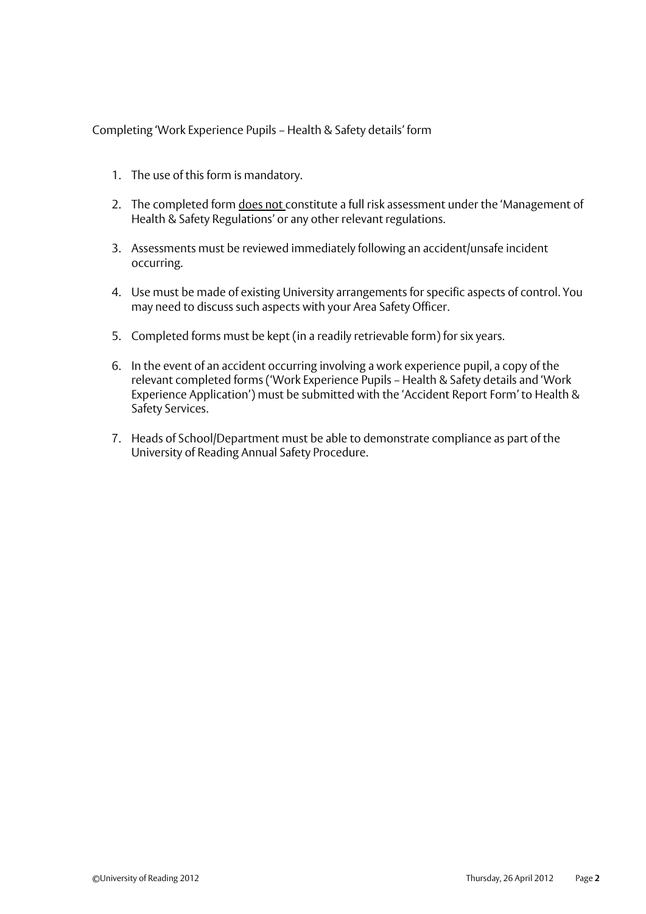Completing 'Work Experience Pupils – Health & Safety details' form

1. The use of this form is mandatory.

2. The completed form <u>does not</u> constitute a full risk assessment under the 'Management of Health & Safety Regulations' or any other relevant regulations.

3. Assessments must be reviewed immediately following an accident/unsafe incident occurring.

4. Use must be made of existing University arrangements for specific aspects of control. You may need to discuss such aspects with your Area Safety Officer.

5. Completed forms must be kept (in a readily retrievable form) for six years.

6. In the event of an accident occurring involving a work experience pupil, a copy of the relevant completed forms ('Work Experience Pupils – Health & Safety details and 'Work Experience Application') must be submitted with the 'Accident Report Form' to Health & Safety Services.

7. Heads of School/Department must be able to demonstrate compliance as part of the University of Reading Annual Safety Procedure.